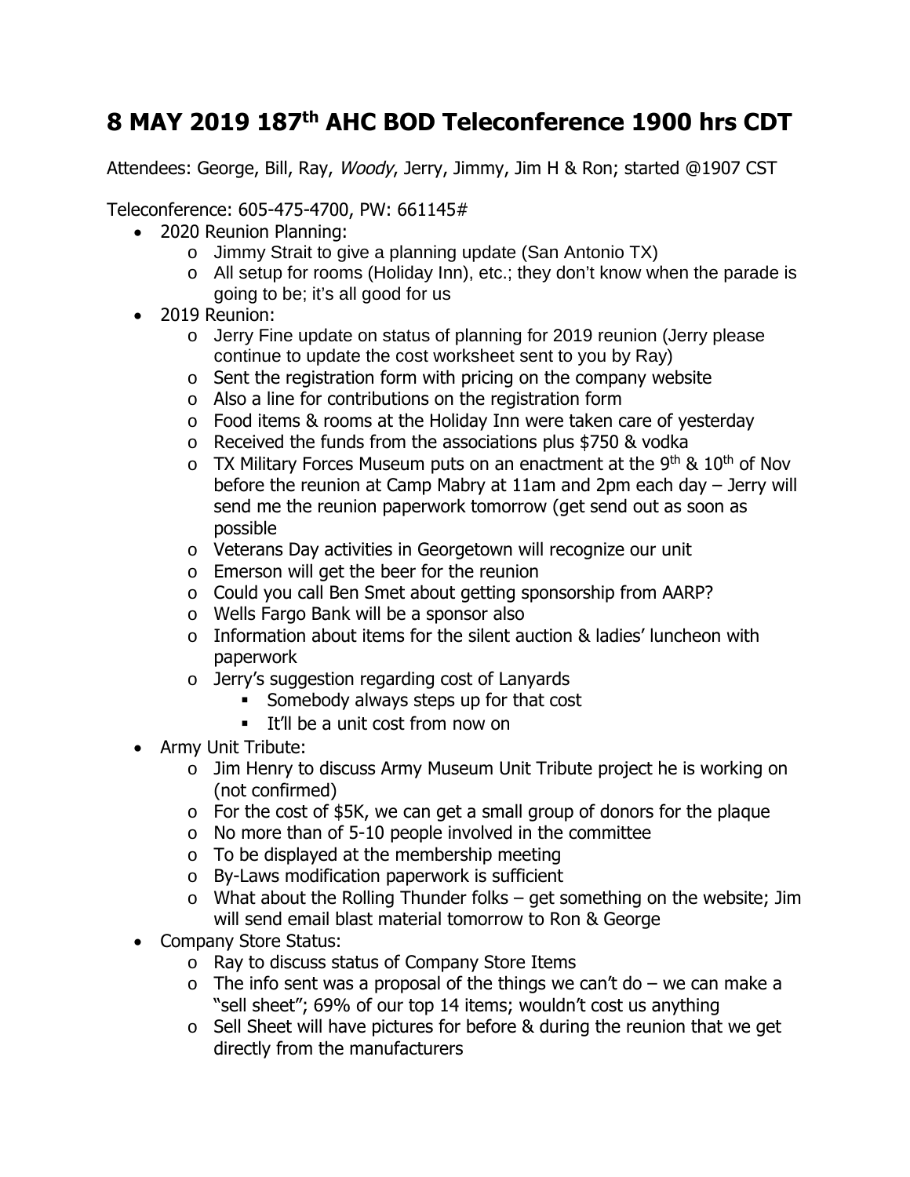# 8 MAY 2019 187th AHC BOD Teleconference 1900 hrs CDT

Attendees: George, Bill, Ray, *Woody*, Jerry, Jimmy, Jim H & Ron; started @1907 CST

Teleconference: 605-475-4700, PW: 661145#

- 2020 Reunion Planning:
  - Jimmy Strait to give a planning update (San Antonio TX)
  - All setup for rooms (Holiday Inn), etc.; they don't know when the parade is going to be; it's all good for us
- 2019 Reunion:
  - Jerry Fine update on status of planning for 2019 reunion (Jerry please continue to update the cost worksheet sent to you by Ray)
  - Sent the registration form with pricing on the company website
  - Also a line for contributions on the registration form
  - Food items & rooms at the Holiday Inn were taken care of yesterday
  - Received the funds from the associations plus $750 & vodka
  - TX Military Forces Museum puts on an enactment at the 9th & 10th of Nov before the reunion at Camp Mabry at 11am and 2pm each day – Jerry will send me the reunion paperwork tomorrow (get send out as soon as possible
  - Veterans Day activities in Georgetown will recognize our unit
  - Emerson will get the beer for the reunion
  - Could you call Ben Smet about getting sponsorship from AARP?
  - Wells Fargo Bank will be a sponsor also
  - Information about items for the silent auction & ladies' luncheon with paperwork
  - Jerry's suggestion regarding cost of Lanyards
    - Somebody always steps up for that cost
    - It'll be a unit cost from now on
- Army Unit Tribute:
  - Jim Henry to discuss Army Museum Unit Tribute project he is working on (not confirmed)
  - For the cost of $5K, we can get a small group of donors for the plaque
  - No more than of 5-10 people involved in the committee
  - To be displayed at the membership meeting
  - By-Laws modification paperwork is sufficient
  - What about the Rolling Thunder folks – get something on the website; Jim will send email blast material tomorrow to Ron & George
- Company Store Status:
  - Ray to discuss status of Company Store Items
  - The info sent was a proposal of the things we can't do – we can make a "sell sheet"; 69% of our top 14 items; wouldn't cost us anything
  - Sell Sheet will have pictures for before & during the reunion that we get directly from the manufacturers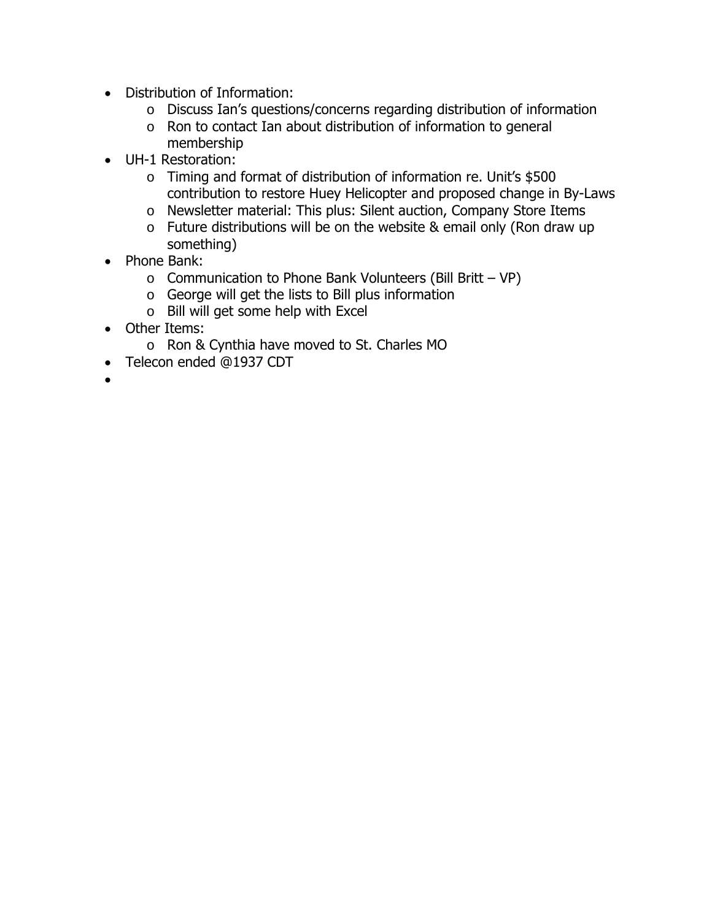- Distribution of Information:
  - Discuss Ian's questions/concerns regarding distribution of information
  - Ron to contact Ian about distribution of information to general membership
- UH-1 Restoration:
  - Timing and format of distribution of information re. Unit's $500 contribution to restore Huey Helicopter and proposed change in By-Laws
  - Newsletter material: This plus: Silent auction, Company Store Items
  - Future distributions will be on the website & email only (Ron draw up something)
- Phone Bank:
  - Communication to Phone Bank Volunteers (Bill Britt – VP)
  - George will get the lists to Bill plus information
  - Bill will get some help with Excel
- Other Items:
  - Ron & Cynthia have moved to St. Charles MO
- Telecon ended @1937 CDT